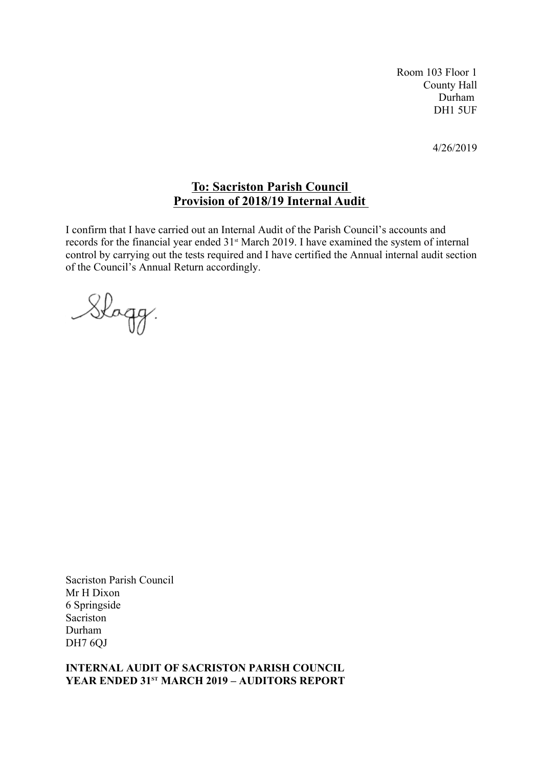Room 103 Floor 1
County Hall
Durham
DH1 5UF

4/26/2019

## To: Sacriston Parish Council
## Provision of 2018/19 Internal Audit

I confirm that I have carried out an Internal Audit of the Parish Council's accounts and records for the financial year ended 31st March 2019. I have examined the system of internal control by carrying out the tests required and I have certified the Annual internal audit section of the Council's Annual Return accordingly.

Slagg.

Sacriston Parish Council
Mr H Dixon
6 Springside
Sacriston
Durham
DH7 6QJ

**INTERNAL AUDIT OF SACRISTON PARISH COUNCIL**
**YEAR ENDED 31ST MARCH 2019 – AUDITORS REPORT**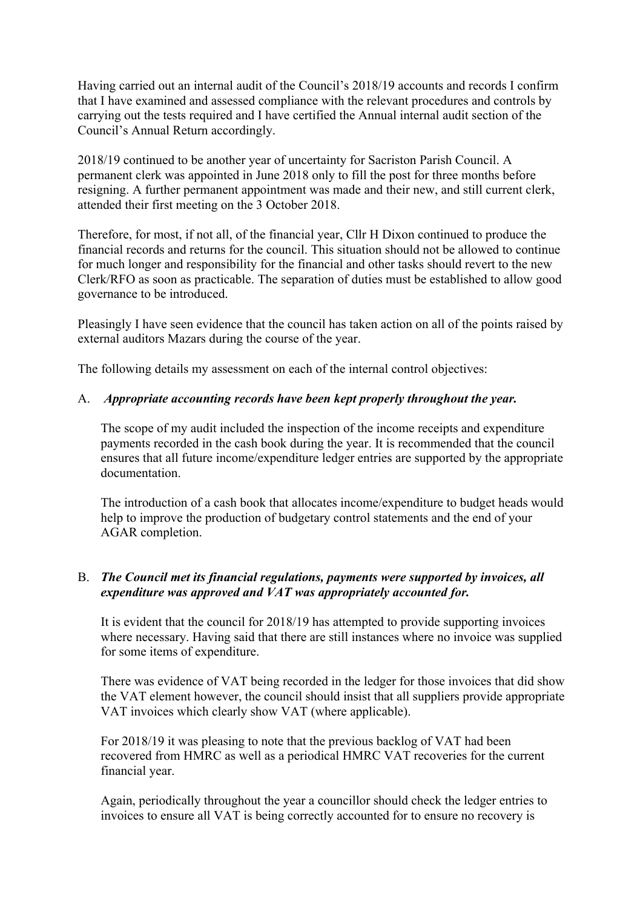Having carried out an internal audit of the Council's 2018/19 accounts and records I confirm that I have examined and assessed compliance with the relevant procedures and controls by carrying out the tests required and I have certified the Annual internal audit section of the Council's Annual Return accordingly.

2018/19 continued to be another year of uncertainty for Sacriston Parish Council. A permanent clerk was appointed in June 2018 only to fill the post for three months before resigning. A further permanent appointment was made and their new, and still current clerk, attended their first meeting on the 3 October 2018.

Therefore, for most, if not all, of the financial year, Cllr H Dixon continued to produce the financial records and returns for the council. This situation should not be allowed to continue for much longer and responsibility for the financial and other tasks should revert to the new Clerk/RFO as soon as practicable. The separation of duties must be established to allow good governance to be introduced.

Pleasingly I have seen evidence that the council has taken action on all of the points raised by external auditors Mazars during the course of the year.

The following details my assessment on each of the internal control objectives:

A. ***Appropriate accounting records have been kept properly throughout the year.***

The scope of my audit included the inspection of the income receipts and expenditure payments recorded in the cash book during the year. It is recommended that the council ensures that all future income/expenditure ledger entries are supported by the appropriate documentation.

The introduction of a cash book that allocates income/expenditure to budget heads would help to improve the production of budgetary control statements and the end of your AGAR completion.

B. ***The Council met its financial regulations, payments were supported by invoices, all expenditure was approved and VAT was appropriately accounted for.***

It is evident that the council for 2018/19 has attempted to provide supporting invoices where necessary. Having said that there are still instances where no invoice was supplied for some items of expenditure.

There was evidence of VAT being recorded in the ledger for those invoices that did show the VAT element however, the council should insist that all suppliers provide appropriate VAT invoices which clearly show VAT (where applicable).

For 2018/19 it was pleasing to note that the previous backlog of VAT had been recovered from HMRC as well as a periodical HMRC VAT recoveries for the current financial year.

Again, periodically throughout the year a councillor should check the ledger entries to invoices to ensure all VAT is being correctly accounted for to ensure no recovery is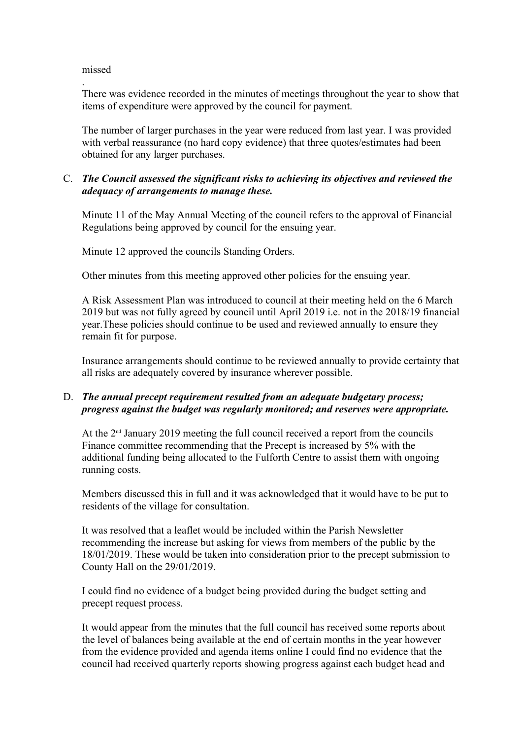missed

.
There was evidence recorded in the minutes of meetings throughout the year to show that items of expenditure were approved by the council for payment.

The number of larger purchases in the year were reduced from last year. I was provided with verbal reassurance (no hard copy evidence) that three quotes/estimates had been obtained for any larger purchases.

C. ***The Council assessed the significant risks to achieving its objectives and reviewed the adequacy of arrangements to manage these.***

Minute 11 of the May Annual Meeting of the council refers to the approval of Financial Regulations being approved by council for the ensuing year.

Minute 12 approved the councils Standing Orders.

Other minutes from this meeting approved other policies for the ensuing year.

A Risk Assessment Plan was introduced to council at their meeting held on the 6 March 2019 but was not fully agreed by council until April 2019 i.e. not in the 2018/19 financial year.These policies should continue to be used and reviewed annually to ensure they remain fit for purpose.

Insurance arrangements should continue to be reviewed annually to provide certainty that all risks are adequately covered by insurance wherever possible.

D. ***The annual precept requirement resulted from an adequate budgetary process; progress against the budget was regularly monitored; and reserves were appropriate.***

At the 2nd January 2019 meeting the full council received a report from the councils Finance committee recommending that the Precept is increased by 5% with the additional funding being allocated to the Fulforth Centre to assist them with ongoing running costs.

Members discussed this in full and it was acknowledged that it would have to be put to residents of the village for consultation.

It was resolved that a leaflet would be included within the Parish Newsletter recommending the increase but asking for views from members of the public by the 18/01/2019. These would be taken into consideration prior to the precept submission to County Hall on the 29/01/2019.

I could find no evidence of a budget being provided during the budget setting and precept request process.

It would appear from the minutes that the full council has received some reports about the level of balances being available at the end of certain months in the year however from the evidence provided and agenda items online I could find no evidence that the council had received quarterly reports showing progress against each budget head and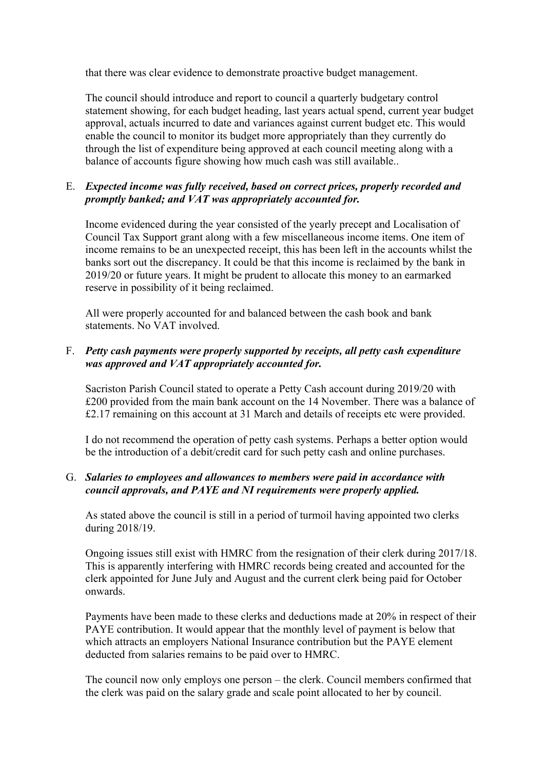that there was clear evidence to demonstrate proactive budget management.

The council should introduce and report to council a quarterly budgetary control statement showing, for each budget heading, last years actual spend, current year budget approval, actuals incurred to date and variances against current budget etc. This would enable the council to monitor its budget more appropriately than they currently do through the list of expenditure being approved at each council meeting along with a balance of accounts figure showing how much cash was still available..

E. ***Expected income was fully received, based on correct prices, properly recorded and promptly banked; and VAT was appropriately accounted for.***

Income evidenced during the year consisted of the yearly precept and Localisation of Council Tax Support grant along with a few miscellaneous income items. One item of income remains to be an unexpected receipt, this has been left in the accounts whilst the banks sort out the discrepancy. It could be that this income is reclaimed by the bank in 2019/20 or future years. It might be prudent to allocate this money to an earmarked reserve in possibility of it being reclaimed.

All were properly accounted for and balanced between the cash book and bank statements. No VAT involved.

F. ***Petty cash payments were properly supported by receipts, all petty cash expenditure was approved and VAT appropriately accounted for.***

Sacriston Parish Council stated to operate a Petty Cash account during 2019/20 with £200 provided from the main bank account on the 14 November. There was a balance of £2.17 remaining on this account at 31 March and details of receipts etc were provided.

I do not recommend the operation of petty cash systems. Perhaps a better option would be the introduction of a debit/credit card for such petty cash and online purchases.

G. ***Salaries to employees and allowances to members were paid in accordance with council approvals, and PAYE and NI requirements were properly applied.***

As stated above the council is still in a period of turmoil having appointed two clerks during 2018/19.

Ongoing issues still exist with HMRC from the resignation of their clerk during 2017/18. This is apparently interfering with HMRC records being created and accounted for the clerk appointed for June July and August and the current clerk being paid for October onwards.

Payments have been made to these clerks and deductions made at 20% in respect of their PAYE contribution. It would appear that the monthly level of payment is below that which attracts an employers National Insurance contribution but the PAYE element deducted from salaries remains to be paid over to HMRC.

The council now only employs one person – the clerk. Council members confirmed that the clerk was paid on the salary grade and scale point allocated to her by council.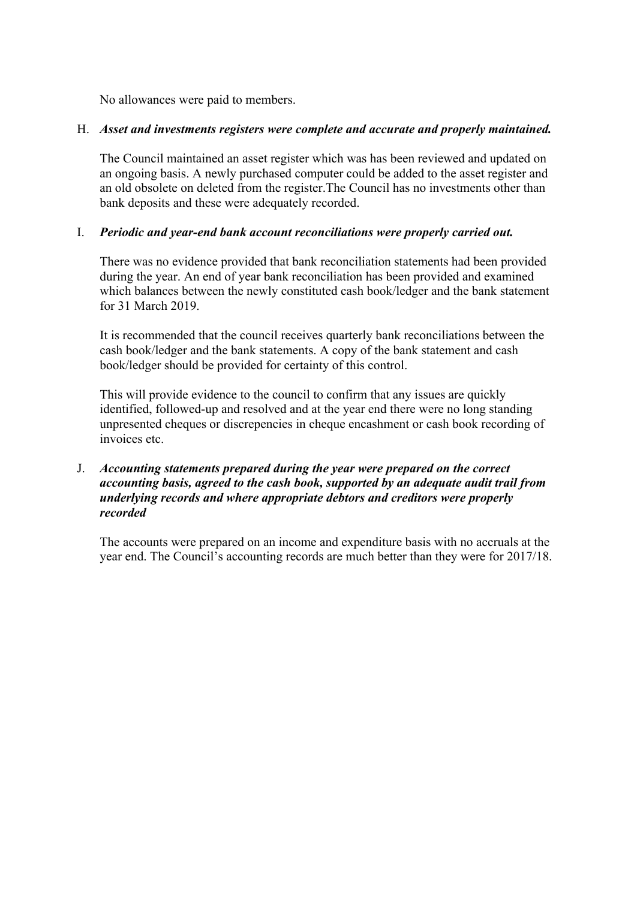No allowances were paid to members.

H. ***Asset and investments registers were complete and accurate and properly maintained.***

The Council maintained an asset register which was has been reviewed and updated on an ongoing basis. A newly purchased computer could be added to the asset register and an old obsolete on deleted from the register.The Council has no investments other than bank deposits and these were adequately recorded.

I. ***Periodic and year-end bank account reconciliations were properly carried out.***

There was no evidence provided that bank reconciliation statements had been provided during the year. An end of year bank reconciliation has been provided and examined which balances between the newly constituted cash book/ledger and the bank statement for 31 March 2019.

It is recommended that the council receives quarterly bank reconciliations between the cash book/ledger and the bank statements. A copy of the bank statement and cash book/ledger should be provided for certainty of this control.

This will provide evidence to the council to confirm that any issues are quickly identified, followed-up and resolved and at the year end there were no long standing unpresented cheques or discrepencies in cheque encashment or cash book recording of invoices etc.

J. ***Accounting statements prepared during the year were prepared on the correct accounting basis, agreed to the cash book, supported by an adequate audit trail from underlying records and where appropriate debtors and creditors were properly recorded***

The accounts were prepared on an income and expenditure basis with no accruals at the year end. The Council's accounting records are much better than they were for 2017/18.